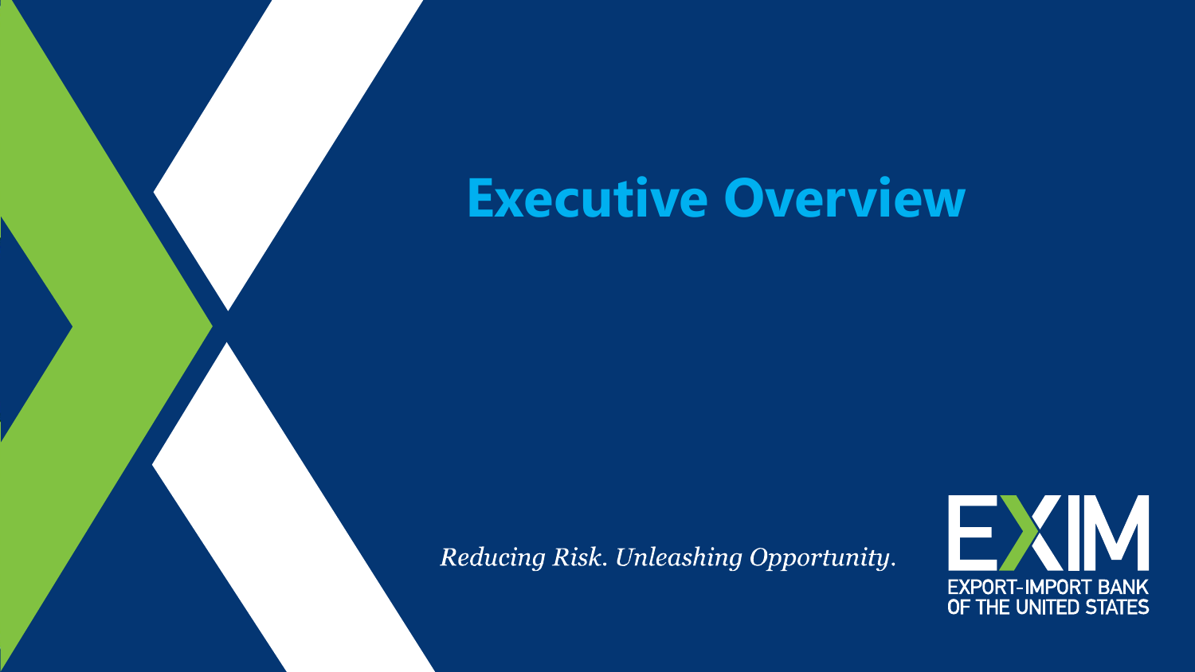# Executive Overview

*Reducing Risk. Unleashing Opportunity.*

EXIM
EXPORT-IMPORT BANK OF THE UNITED STATES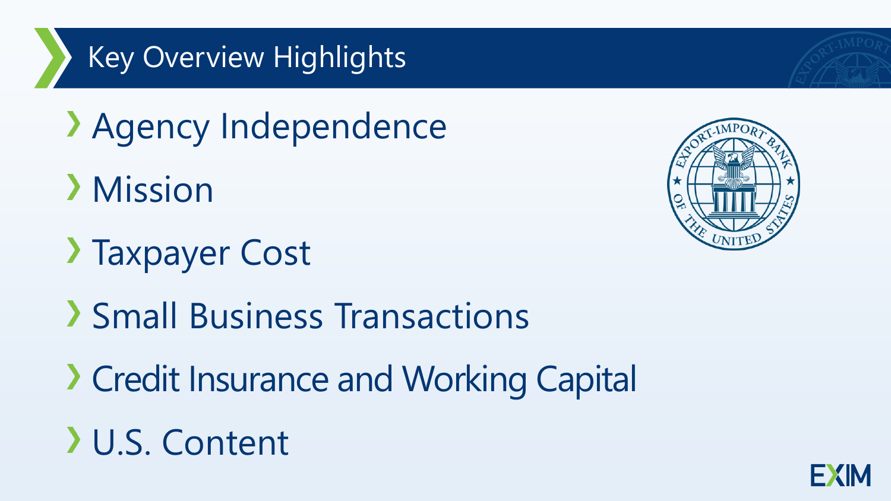# Key Overview Highlights

- Agency Independence
- Mission
- Taxpayer Cost
- Small Business Transactions
- Credit Insurance and Working Capital
- U.S. Content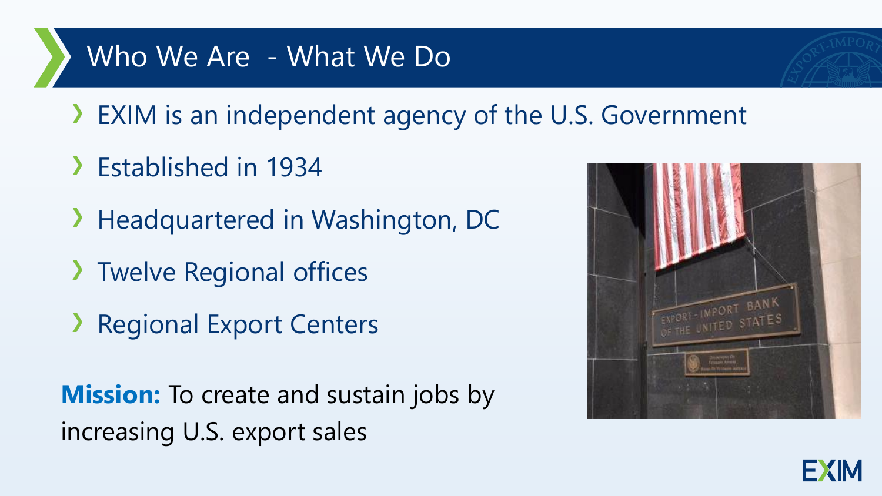## Who We Are - What We Do

- EXIM is an independent agency of the U.S. Government
- Established in 1934
- Headquartered in Washington, DC
- Twelve Regional offices
- Regional Export Centers

**Mission:** To create and sustain jobs by increasing U.S. export sales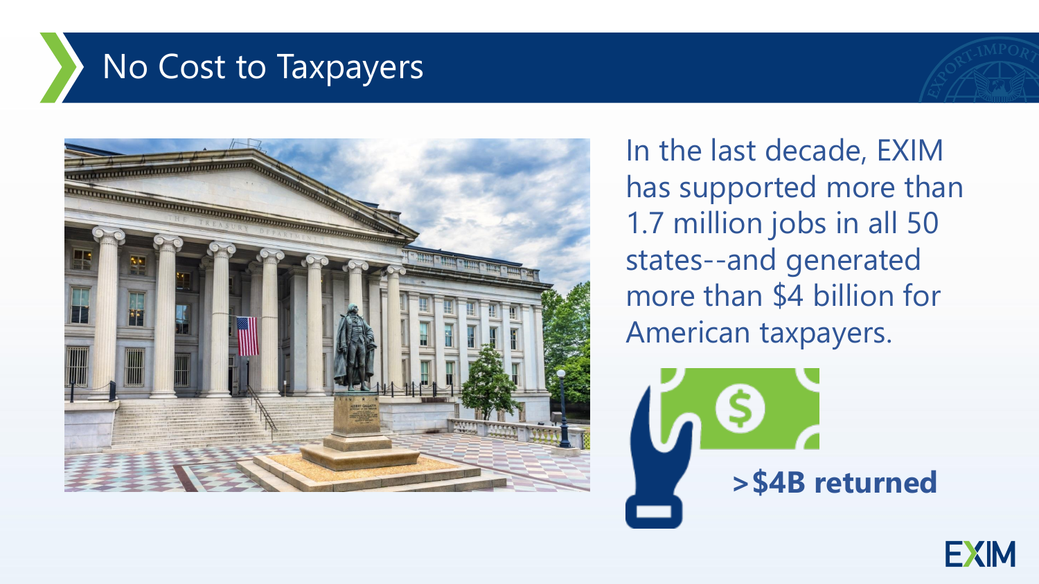# No Cost to Taxpayers

In the last decade, EXIM has supported more than 1.7 million jobs in all 50 states--and generated more than $4 billion for American taxpayers.

**>$4B returned**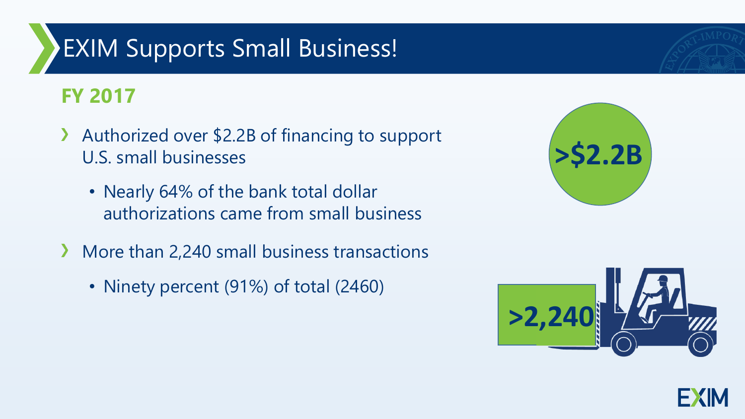# EXIM Supports Small Business!

## FY 2017

- Authorized over $2.2B of financing to support U.S. small businesses
  - Nearly 64% of the bank total dollar authorizations came from small business
- More than 2,240 small business transactions
  - Ninety percent (91%) of total (2460)

>$2.2B

>2,240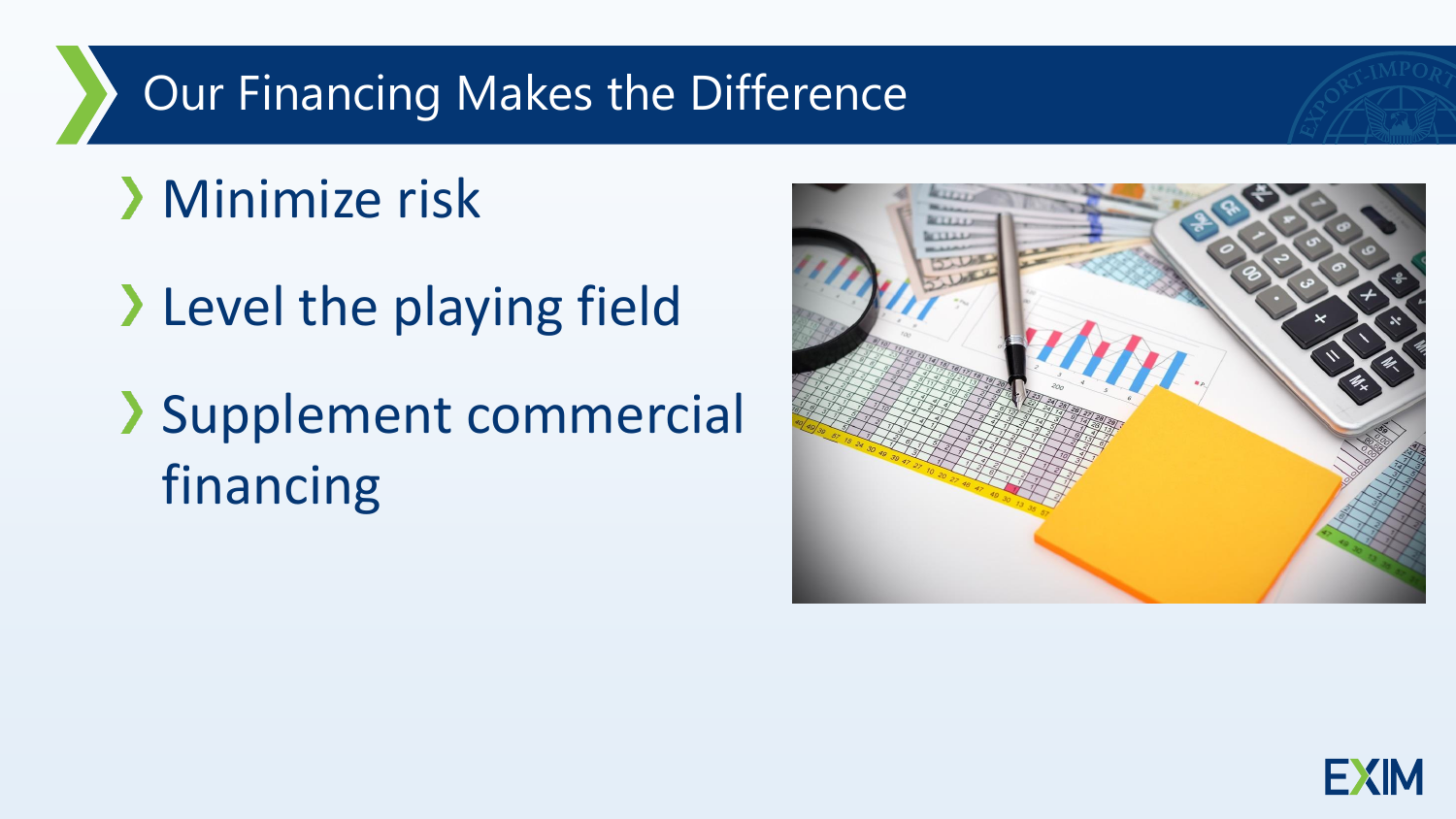## Our Financing Makes the Difference

- Minimize risk
- Level the playing field
- Supplement commercial financing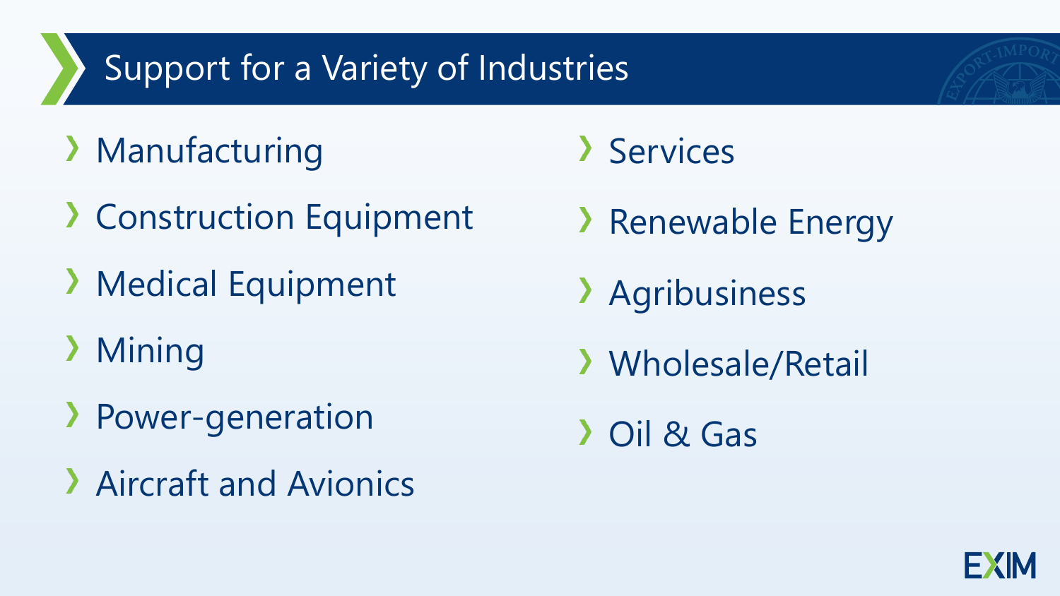# Support for a Variety of Industries

- Manufacturing
- Construction Equipment
- Medical Equipment
- Mining
- Power-generation
- Aircraft and Avionics
- Services
- Renewable Energy
- Agribusiness
- Wholesale/Retail
- Oil & Gas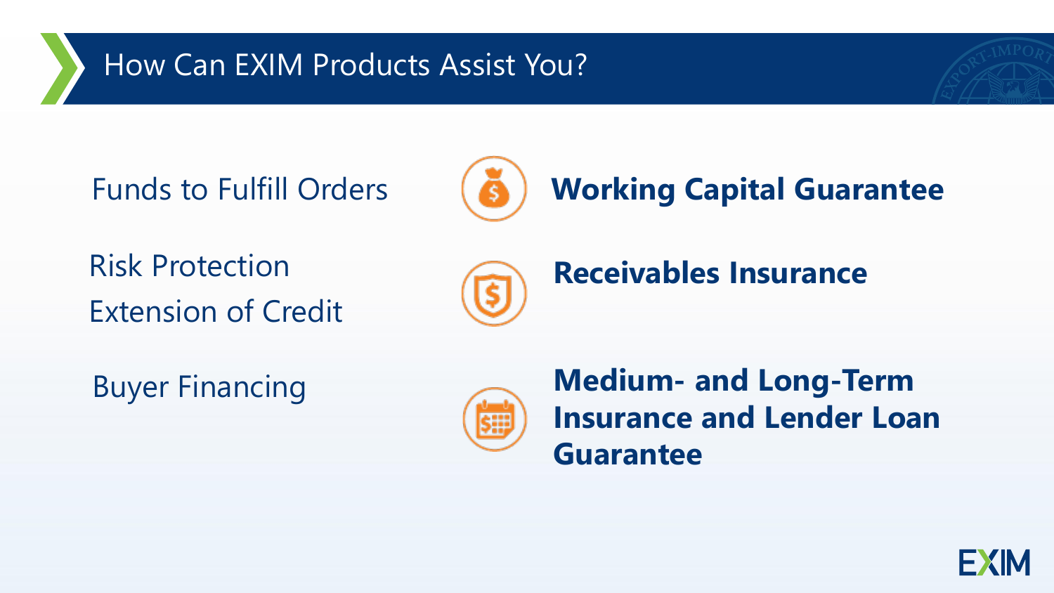# How Can EXIM Products Assist You?

| Need | Product |
| --- | --- |
| Funds to Fulfill Orders | **Working Capital Guarantee** |
| Risk Protection<br>Extension of Credit | **Receivables Insurance** |
| Buyer Financing | **Medium- and Long-Term Insurance and Lender Loan Guarantee** |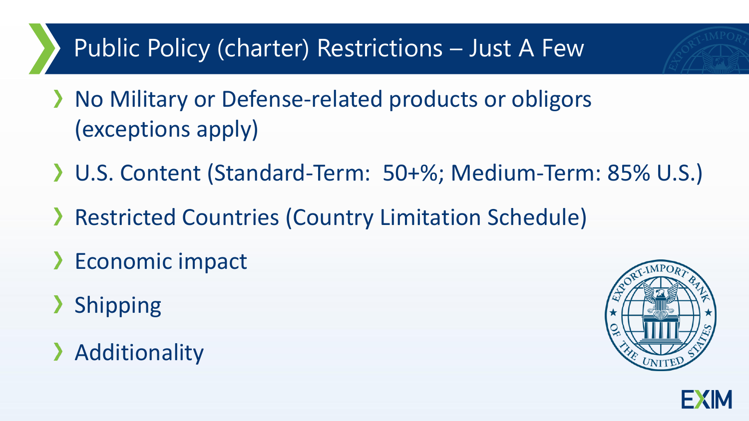# Public Policy (charter) Restrictions – Just A Few

- No Military or Defense-related products or obligors (exceptions apply)
- U.S. Content (Standard-Term: 50+%; Medium-Term: 85% U.S.)
- Restricted Countries (Country Limitation Schedule)
- Economic impact
- Shipping
- Additionality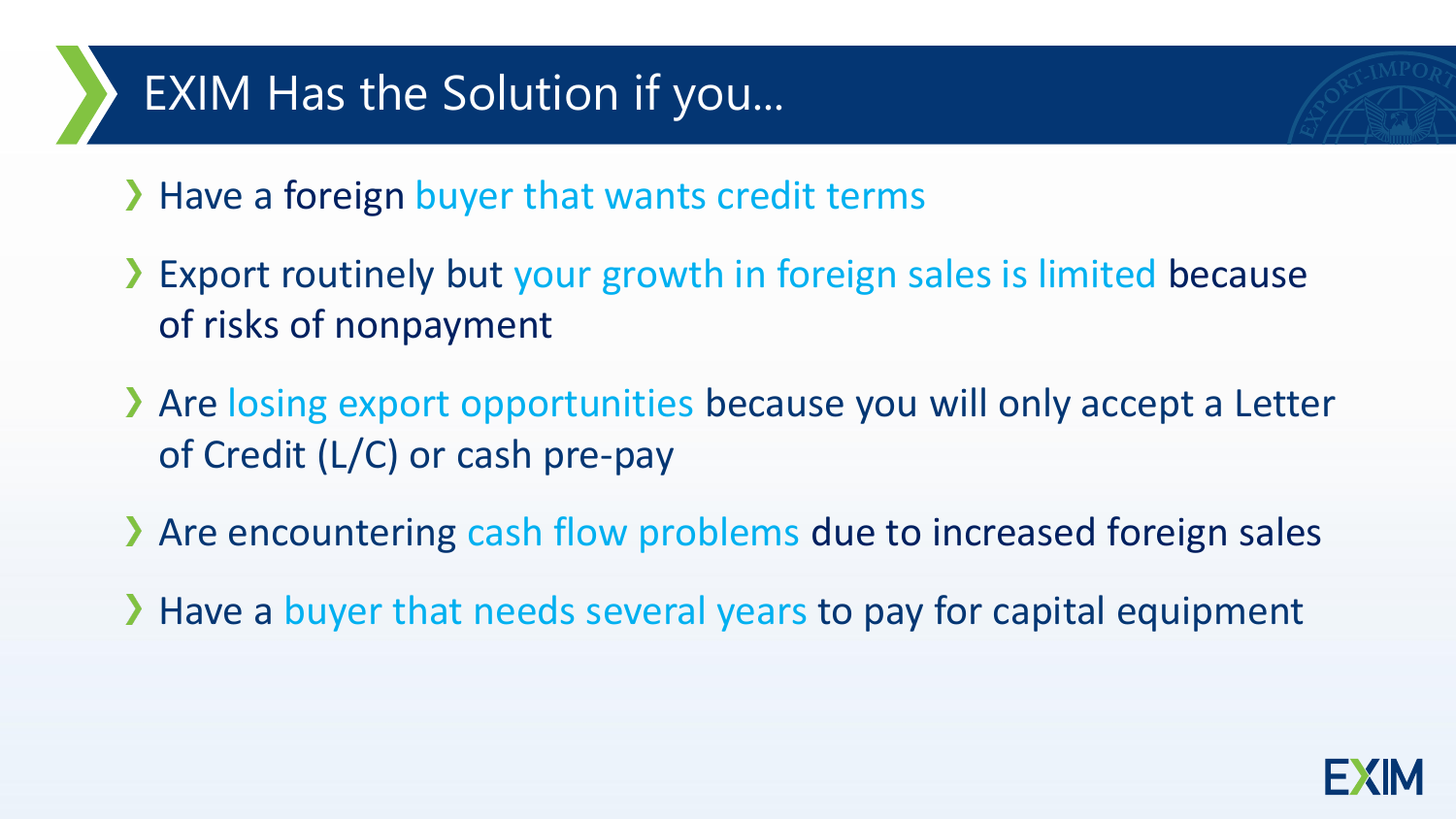# EXIM Has the Solution if you…

- Have a foreign buyer that wants credit terms
- Export routinely but your growth in foreign sales is limited because of risks of nonpayment
- Are losing export opportunities because you will only accept a Letter of Credit (L/C) or cash pre-pay
- Are encountering cash flow problems due to increased foreign sales
- Have a buyer that needs several years to pay for capital equipment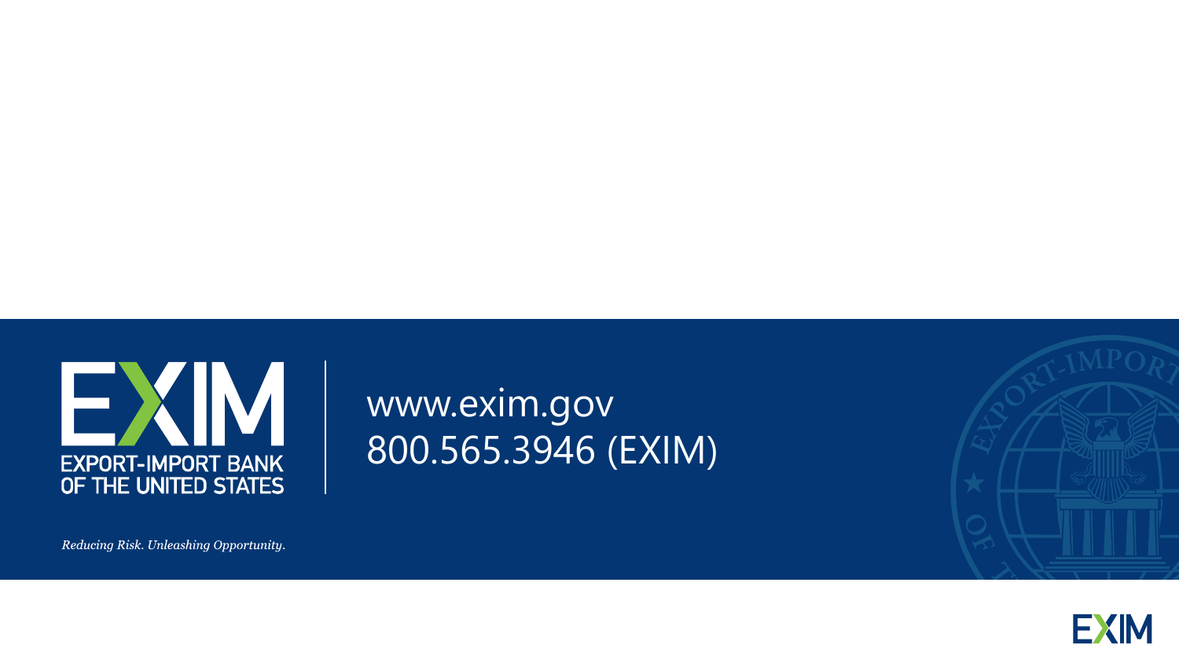EXIM

EXPORT-IMPORT BANK OF THE UNITED STATES

www.exim.gov

800.565.3946 (EXIM)

*Reducing Risk. Unleashing Opportunity.*